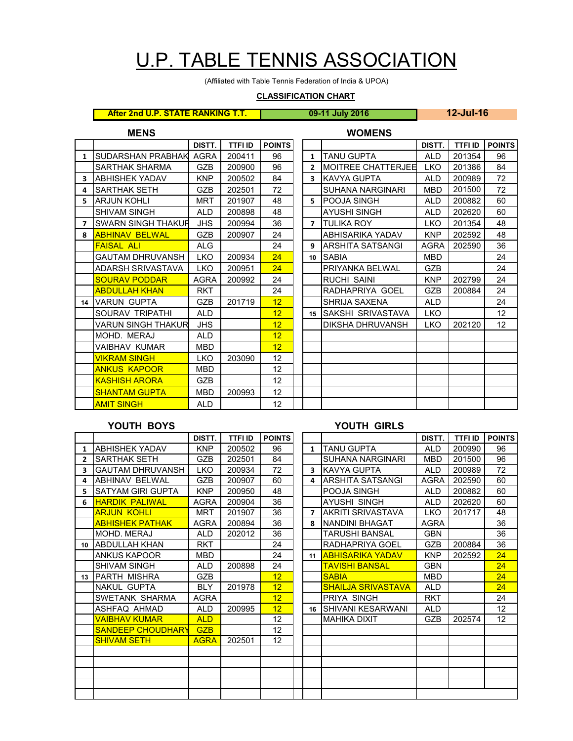# U.P. TABLE TENNIS ASSOCIATION

(Affiliated with Table Tennis Federation of India & UPOA)

**CLASSIFICATION CHART**

| After 2nd U.P. STATE RANKING T.T. | 09-11 July 2016 | 12-Jul-16 |
|---|---|---|

## MENS

| | | DISTT. | TTFI ID | POINTS |
|---|---|---|---|---|
| 1 | SUDARSHAN PRABHAK | AGRA | 200411 | 96 |
| | SARTHAK SHARMA | GZB | 200900 | 96 |
| 3 | ABHISHEK YADAV | KNP | 200502 | 84 |
| 4 | SARTHAK SETH | GZB | 202501 | 72 |
| 5 | ARJUN KOHLI | MRT | 201907 | 48 |
| | SHIVAM SINGH | ALD | 200898 | 48 |
| 7 | SWARN SINGH THAKUR | JHS | 200994 | 36 |
| 8 | ABHINAV BELWAL | GZB | 200907 | 24 |
| | FAISAL ALI | ALG | | 24 |
| | GAUTAM DHRUVANSH | LKO | 200934 | 24 |
| | ADARSH SRIVASTAVA | LKO | 200951 | 24 |
| | SOURAV PODDAR | AGRA | 200992 | 24 |
| | ABDULLAH KHAN | RKT | | 24 |
| 14 | VARUN GUPTA | GZB | 201719 | 12 |
| | SOURAV TRIPATHI | ALD | | 12 |
| | VARUN SINGH THAKUR | JHS | | 12 |
| | MOHD. MERAJ | ALD | | 12 |
| | VAIBHAV KUMAR | MBD | | 12 |
| | VIKRAM SINGH | LKO | 203090 | 12 |
| | ANKUS KAPOOR | MBD | | 12 |
| | KASHISH ARORA | GZB | | 12 |
| | SHANTAM GUPTA | MBD | 200993 | 12 |
| | AMIT SINGH | ALD | | 12 |

## WOMENS

| | | DISTT. | TTFI ID | POINTS |
|---|---|---|---|---|
| 1 | TANU GUPTA | ALD | 201354 | 96 |
| 2 | MOITREE CHATTERJEE | LKO | 201386 | 84 |
| 3 | KAVYA GUPTA | ALD | 200989 | 72 |
| | SUHANA NARGINARI | MBD | 201500 | 72 |
| 5 | POOJA SINGH | ALD | 200882 | 60 |
| | AYUSHI SINGH | ALD | 202620 | 60 |
| 7 | TULIKA ROY | LKO | 201354 | 48 |
| | ABHISARIKA YADAV | KNP | 202592 | 48 |
| 9 | ARSHITA SATSANGI | AGRA | 202590 | 36 |
| 10 | SABIA | MBD | | 24 |
| | PRIYANKA BELWAL | GZB | | 24 |
| | RUCHI SAINI | KNP | 202799 | 24 |
| | RADHAPRIYA GOEL | GZB | 200884 | 24 |
| | SHRIJA SAXENA | ALD | | 24 |
| 15 | SAKSHI SRIVASTAVA | LKO | | 12 |
| | DIKSHA DHRUVANSH | LKO | 202120 | 12 |

## YOUTH BOYS

| | | DISTT. | TTFI ID | POINTS |
|---|---|---|---|---|
| 1 | ABHISHEK YADAV | KNP | 200502 | 96 |
| 2 | SARTHAK SETH | GZB | 202501 | 84 |
| 3 | GAUTAM DHRUVANSH | LKO | 200934 | 72 |
| 4 | ABHINAV BELWAL | GZB | 200907 | 60 |
| 5 | SATYAM GIRI GUPTA | KNP | 200950 | 48 |
| 6 | HARDIK PALIWAL | AGRA | 200904 | 36 |
| | ARJUN KOHLI | MRT | 201907 | 36 |
| | ABHISHEK PATHAK | AGRA | 200894 | 36 |
| | MOHD. MERAJ | ALD | 202012 | 36 |
| 10 | ABDULLAH KHAN | RKT | | 24 |
| | ANKUS KAPOOR | MBD | | 24 |
| | SHIVAM SINGH | ALD | 200898 | 24 |
| 13 | PARTH MISHRA | GZB | | 12 |
| | NAKUL GUPTA | BLY | 201978 | 12 |
| | SWETANK SHARMA | AGRA | | 12 |
| | ASHFAQ AHMAD | ALD | 200995 | 12 |
| | VAIBHAV KUMAR | ALD | | 12 |
| | SANDEEP CHOUDHARY | GZB | | 12 |
| | SHIVAM SETH | AGRA | 202501 | 12 |

## YOUTH GIRLS

| | | DISTT. | TTFI ID | POINTS |
|---|---|---|---|---|
| 1 | TANU GUPTA | ALD | 200990 | 96 |
| | SUHANA NARGINARI | MBD | 201500 | 96 |
| 3 | KAVYA GUPTA | ALD | 200989 | 72 |
| 4 | ARSHITA SATSANGI | AGRA | 202590 | 60 |
| | POOJA SINGH | ALD | 200882 | 60 |
| | AYUSHI SINGH | ALD | 202620 | 60 |
| 7 | AKRITI SRIVASTAVA | LKO | 201717 | 48 |
| 8 | NANDINI BHAGAT | AGRA | | 36 |
| | TARUSHI BANSAL | GBN | | 36 |
| | RADHAPRIYA GOEL | GZB | 200884 | 36 |
| 11 | ABHISARIKA YADAV | KNP | 202592 | 24 |
| | TAVISHI BANSAL | GBN | | 24 |
| | SABIA | MBD | | 24 |
| | SHAILJA SRIVASTAVA | ALD | | 24 |
| | PRIYA SINGH | RKT | | 24 |
| 16 | SHIVANI KESARWANI | ALD | | 12 |
| | MAHIKA DIXIT | GZB | 202574 | 12 |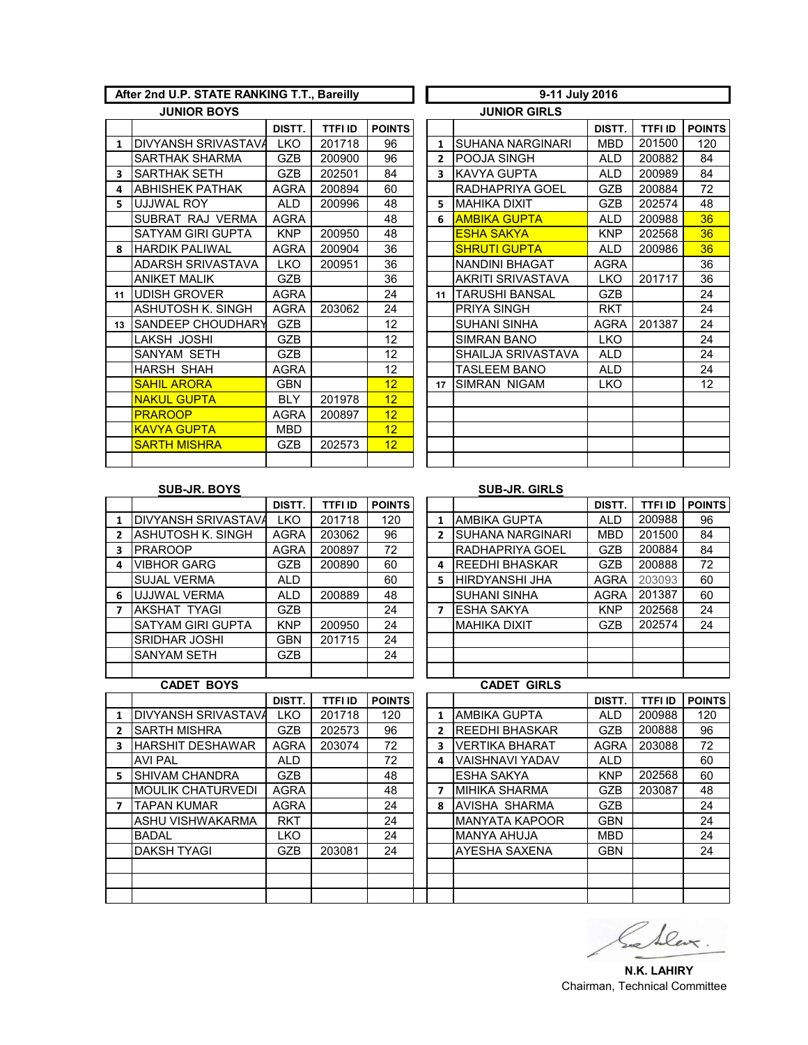**After 2nd U.P. STATE RANKING T.T., Bareilly** | **9-11 July 2016**

### JUNIOR BOYS

| | | DISTT. | TTFI ID | POINTS |
|---|---|---|---|---|
| 1 | DIVYANSH SRIVASTAVA | LKO | 201718 | 96 |
| | SARTHAK SHARMA | GZB | 200900 | 96 |
| 3 | SARTHAK SETH | GZB | 202501 | 84 |
| 4 | ABHISHEK PATHAK | AGRA | 200894 | 60 |
| 5 | UJJWAL ROY | ALD | 200996 | 48 |
| | SUBRAT RAJ VERMA | AGRA | | 48 |
| | SATYAM GIRI GUPTA | KNP | 200950 | 48 |
| 8 | HARDIK PALIWAL | AGRA | 200904 | 36 |
| | ADARSH SRIVASTAVA | LKO | 200951 | 36 |
| | ANIKET MALIK | GZB | | 36 |
| 11 | UDISH GROVER | AGRA | | 24 |
| | ASHUTOSH K. SINGH | AGRA | 203062 | 24 |
| 13 | SANDEEP CHOUDHARY | GZB | | 12 |
| | LAKSH JOSHI | GZB | | 12 |
| | SANYAM SETH | GZB | | 12 |
| | HARSH SHAH | AGRA | | 12 |
| | SAHIL ARORA | GBN | | 12 |
| | NAKUL GUPTA | BLY | 201978 | 12 |
| | PRAROOP | AGRA | 200897 | 12 |
| | KAVYA GUPTA | MBD | | 12 |
| | SARTH MISHRA | GZB | 202573 | 12 |

### JUNIOR GIRLS

| | | DISTT. | TTFI ID | POINTS |
|---|---|---|---|---|
| 1 | SUHANA NARGINARI | MBD | 201500 | 120 |
| 2 | POOJA SINGH | ALD | 200882 | 84 |
| 3 | KAVYA GUPTA | ALD | 200989 | 84 |
| | RADHAPRIYA GOEL | GZB | 200884 | 72 |
| 5 | MAHIKA DIXIT | GZB | 202574 | 48 |
| 6 | AMBIKA GUPTA | ALD | 200988 | 36 |
| | ESHA SAKYA | KNP | 202568 | 36 |
| | SHRUTI GUPTA | ALD | 200986 | 36 |
| | NANDINI BHAGAT | AGRA | | 36 |
| | AKRITI SRIVASTAVA | LKO | 201717 | 36 |
| 11 | TARUSHI BANSAL | GZB | | 24 |
| | PRIYA SINGH | RKT | | 24 |
| | SUHANI SINHA | AGRA | 201387 | 24 |
| | SIMRAN BANO | LKO | | 24 |
| | SHAILJA SRIVASTAVA | ALD | | 24 |
| | TASLEEM BANO | ALD | | 24 |
| 17 | SIMRAN NIGAM | LKO | | 12 |

### SUB-JR. BOYS

| | | DISTT. | TTFI ID | POINTS |
|---|---|---|---|---|
| 1 | DIVYANSH SRIVASTAVA | LKO | 201718 | 120 |
| 2 | ASHUTOSH K. SINGH | AGRA | 203062 | 96 |
| 3 | PRAROOP | AGRA | 200897 | 72 |
| 4 | VIBHOR GARG | GZB | 200890 | 60 |
| | SUJAL VERMA | ALD | | 60 |
| 6 | UJJWAL VERMA | ALD | 200889 | 48 |
| 7 | AKSHAT TYAGI | GZB | | 24 |
| | SATYAM GIRI GUPTA | KNP | 200950 | 24 |
| | SRIDHAR JOSHI | GBN | 201715 | 24 |
| | SANYAM SETH | GZB | | 24 |

### SUB-JR. GIRLS

| | | DISTT. | TTFI ID | POINTS |
|---|---|---|---|---|
| 1 | AMBIKA GUPTA | ALD | 200988 | 96 |
| 2 | SUHANA NARGINARI | MBD | 201500 | 84 |
| | RADHAPRIYA GOEL | GZB | 200884 | 84 |
| 4 | REEDHI BHASKAR | GZB | 200888 | 72 |
| 5 | HIRDYANSHI JHA | AGRA | 203093 | 60 |
| | SUHANI SINHA | AGRA | 201387 | 60 |
| 7 | ESHA SAKYA | KNP | 202568 | 24 |
| | MAHIKA DIXIT | GZB | 202574 | 24 |

### CADET BOYS

| | | DISTT. | TTFI ID | POINTS |
|---|---|---|---|---|
| 1 | DIVYANSH SRIVASTAVA | LKO | 201718 | 120 |
| 2 | SARTH MISHRA | GZB | 202573 | 96 |
| 3 | HARSHIT DESHAWAR | AGRA | 203074 | 72 |
| | AVI PAL | ALD | | 72 |
| 5 | SHIVAM CHANDRA | GZB | | 48 |
| | MOULIK CHATURVEDI | AGRA | | 48 |
| 7 | TAPAN KUMAR | AGRA | | 24 |
| | ASHU VISHWAKARMA | RKT | | 24 |
| | BADAL | LKO | | 24 |
| | DAKSH TYAGI | GZB | 203081 | 24 |

### CADET GIRLS

| | | DISTT. | TTFI ID | POINTS |
|---|---|---|---|---|
| 1 | AMBIKA GUPTA | ALD | 200988 | 120 |
| 2 | REEDHI BHASKAR | GZB | 200888 | 96 |
| 3 | VERTIKA BHARAT | AGRA | 203088 | 72 |
| 4 | VAISHNAVI YADAV | ALD | | 60 |
| | ESHA SAKYA | KNP | 202568 | 60 |
| 7 | MIHIKA SHARMA | GZB | 203087 | 48 |
| 8 | AVISHA SHARMA | GZB | | 24 |
| | MANYATA KAPOOR | GBN | | 24 |
| | MANYA AHUJA | MBD | | 24 |
| | AYESHA SAXENA | GBN | | 24 |

**N.K. LAHIRY**
Chairman, Technical Committee